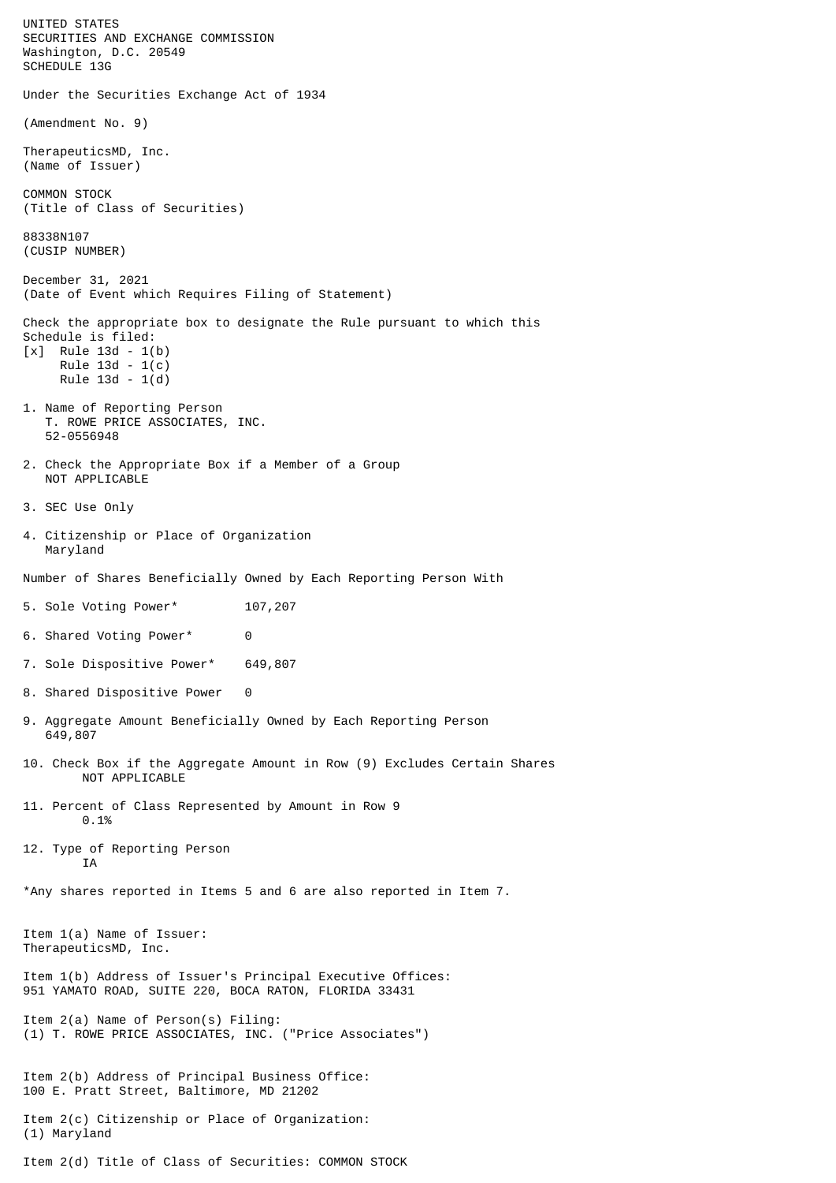UNITED STATES
SECURITIES AND EXCHANGE COMMISSION
Washington, D.C. 20549
SCHEDULE 13G

Under the Securities Exchange Act of 1934

(Amendment No. 9)

TherapeuticsMD, Inc.
(Name of Issuer)

COMMON STOCK
(Title of Class of Securities)

88338N107
(CUSIP NUMBER)

December 31, 2021
(Date of Event which Requires Filing of Statement)

Check the appropriate box to designate the Rule pursuant to which this Schedule is filed:
[x] Rule 13d - 1(b)
Rule 13d - 1(c)
Rule 13d - 1(d)

1. Name of Reporting Person
T. ROWE PRICE ASSOCIATES, INC.
52-0556948

2. Check the Appropriate Box if a Member of a Group
NOT APPLICABLE

3. SEC Use Only

4. Citizenship or Place of Organization
Maryland

Number of Shares Beneficially Owned by Each Reporting Person With

5. Sole Voting Power* 107,207

6. Shared Voting Power* 0

7. Sole Dispositive Power* 649,807

8. Shared Dispositive Power 0

9. Aggregate Amount Beneficially Owned by Each Reporting Person
649,807

10. Check Box if the Aggregate Amount in Row (9) Excludes Certain Shares
NOT APPLICABLE

11. Percent of Class Represented by Amount in Row 9
0.1%

12. Type of Reporting Person
IA

*Any shares reported in Items 5 and 6 are also reported in Item 7.

Item 1(a) Name of Issuer:
TherapeuticsMD, Inc.

Item 1(b) Address of Issuer's Principal Executive Offices:
951 YAMATO ROAD, SUITE 220, BOCA RATON, FLORIDA 33431

Item 2(a) Name of Person(s) Filing:
(1) T. ROWE PRICE ASSOCIATES, INC. ("Price Associates")

Item 2(b) Address of Principal Business Office:
100 E. Pratt Street, Baltimore, MD 21202

Item 2(c) Citizenship or Place of Organization:
(1) Maryland

Item 2(d) Title of Class of Securities: COMMON STOCK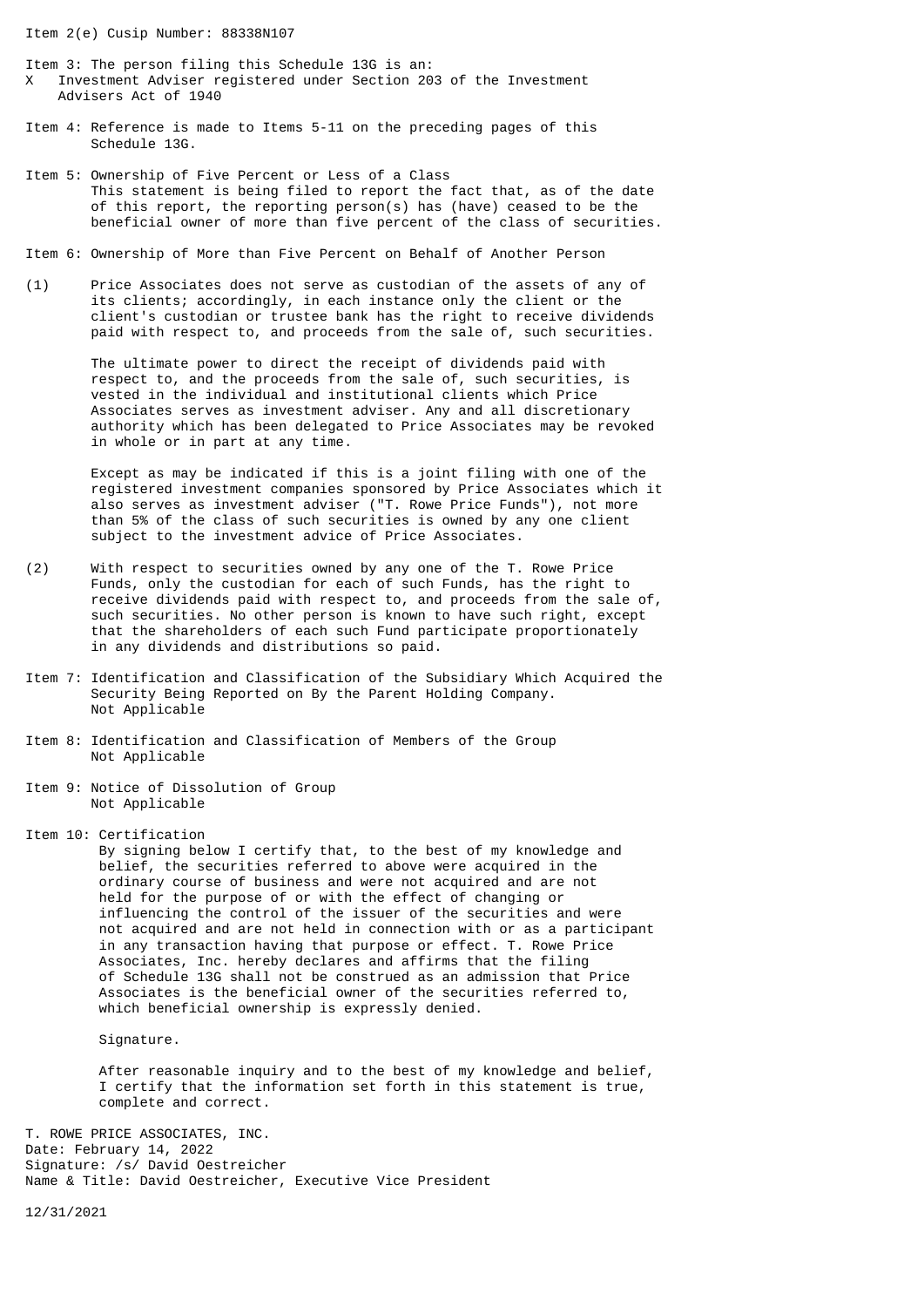Item 2(e) Cusip Number: 88338N107

Item 3: The person filing this Schedule 13G is an:

X Investment Adviser registered under Section 203 of the Investment Advisers Act of 1940

Item 4: Reference is made to Items 5-11 on the preceding pages of this Schedule 13G.

Item 5: Ownership of Five Percent or Less of a Class
This statement is being filed to report the fact that, as of the date of this report, the reporting person(s) has (have) ceased to be the beneficial owner of more than five percent of the class of securities.

Item 6: Ownership of More than Five Percent on Behalf of Another Person

(1) Price Associates does not serve as custodian of the assets of any of its clients; accordingly, in each instance only the client or the client's custodian or trustee bank has the right to receive dividends paid with respect to, and proceeds from the sale of, such securities.

The ultimate power to direct the receipt of dividends paid with respect to, and the proceeds from the sale of, such securities, is vested in the individual and institutional clients which Price Associates serves as investment adviser. Any and all discretionary authority which has been delegated to Price Associates may be revoked in whole or in part at any time.

Except as may be indicated if this is a joint filing with one of the registered investment companies sponsored by Price Associates which it also serves as investment adviser ("T. Rowe Price Funds"), not more than 5% of the class of such securities is owned by any one client subject to the investment advice of Price Associates.

(2) With respect to securities owned by any one of the T. Rowe Price Funds, only the custodian for each of such Funds, has the right to receive dividends paid with respect to, and proceeds from the sale of, such securities. No other person is known to have such right, except that the shareholders of each such Fund participate proportionately in any dividends and distributions so paid.

Item 7: Identification and Classification of the Subsidiary Which Acquired the Security Being Reported on By the Parent Holding Company.
Not Applicable

Item 8: Identification and Classification of Members of the Group
Not Applicable

Item 9: Notice of Dissolution of Group
Not Applicable

Item 10: Certification
By signing below I certify that, to the best of my knowledge and belief, the securities referred to above were acquired in the ordinary course of business and were not acquired and are not held for the purpose of or with the effect of changing or influencing the control of the issuer of the securities and were not acquired and are not held in connection with or as a participant in any transaction having that purpose or effect. T. Rowe Price Associates, Inc. hereby declares and affirms that the filing of Schedule 13G shall not be construed as an admission that Price Associates is the beneficial owner of the securities referred to, which beneficial ownership is expressly denied.

Signature.

After reasonable inquiry and to the best of my knowledge and belief, I certify that the information set forth in this statement is true, complete and correct.

T. ROWE PRICE ASSOCIATES, INC.
Date: February 14, 2022
Signature: /s/ David Oestreicher
Name & Title: David Oestreicher, Executive Vice President

12/31/2021